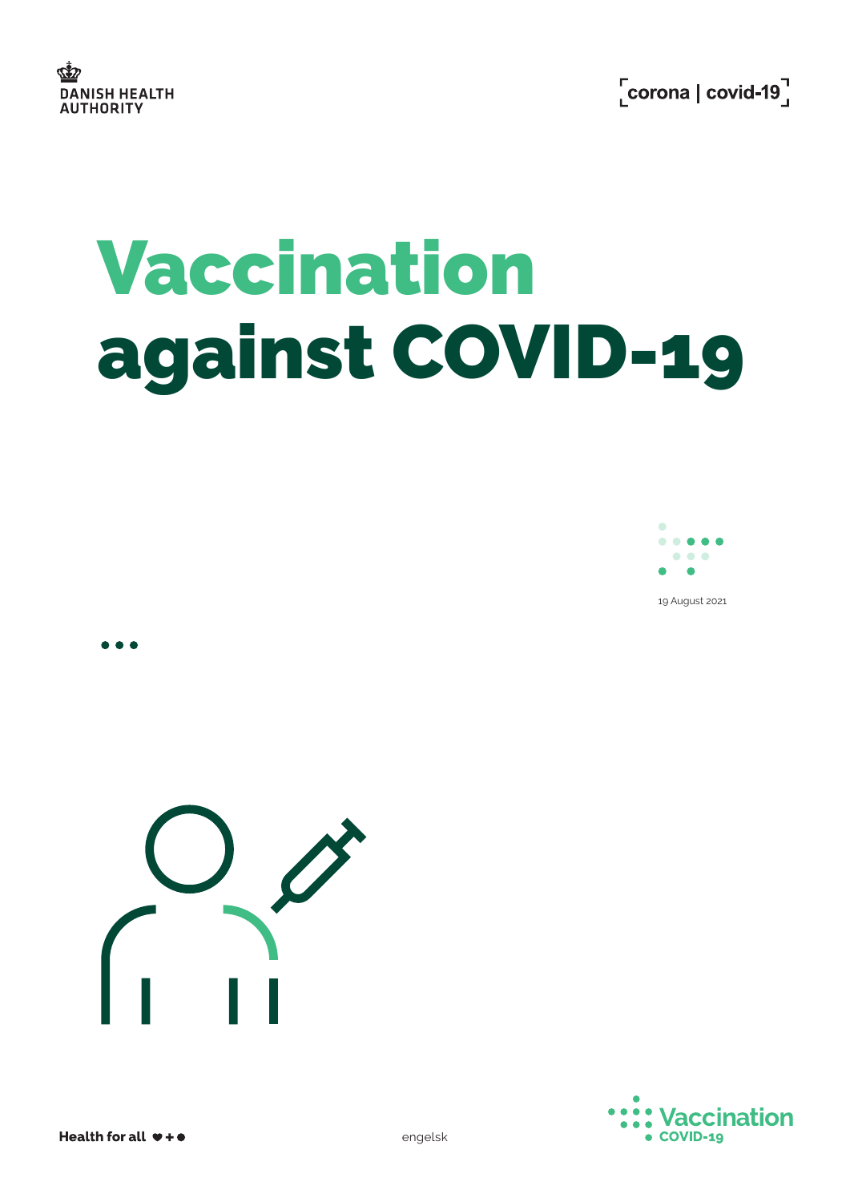DANISH HEALTH AUTHORITY

corona | covid-19

# Vaccination against COVID-19

19 August 2021

Health for all

engelsk

Vaccination COVID-19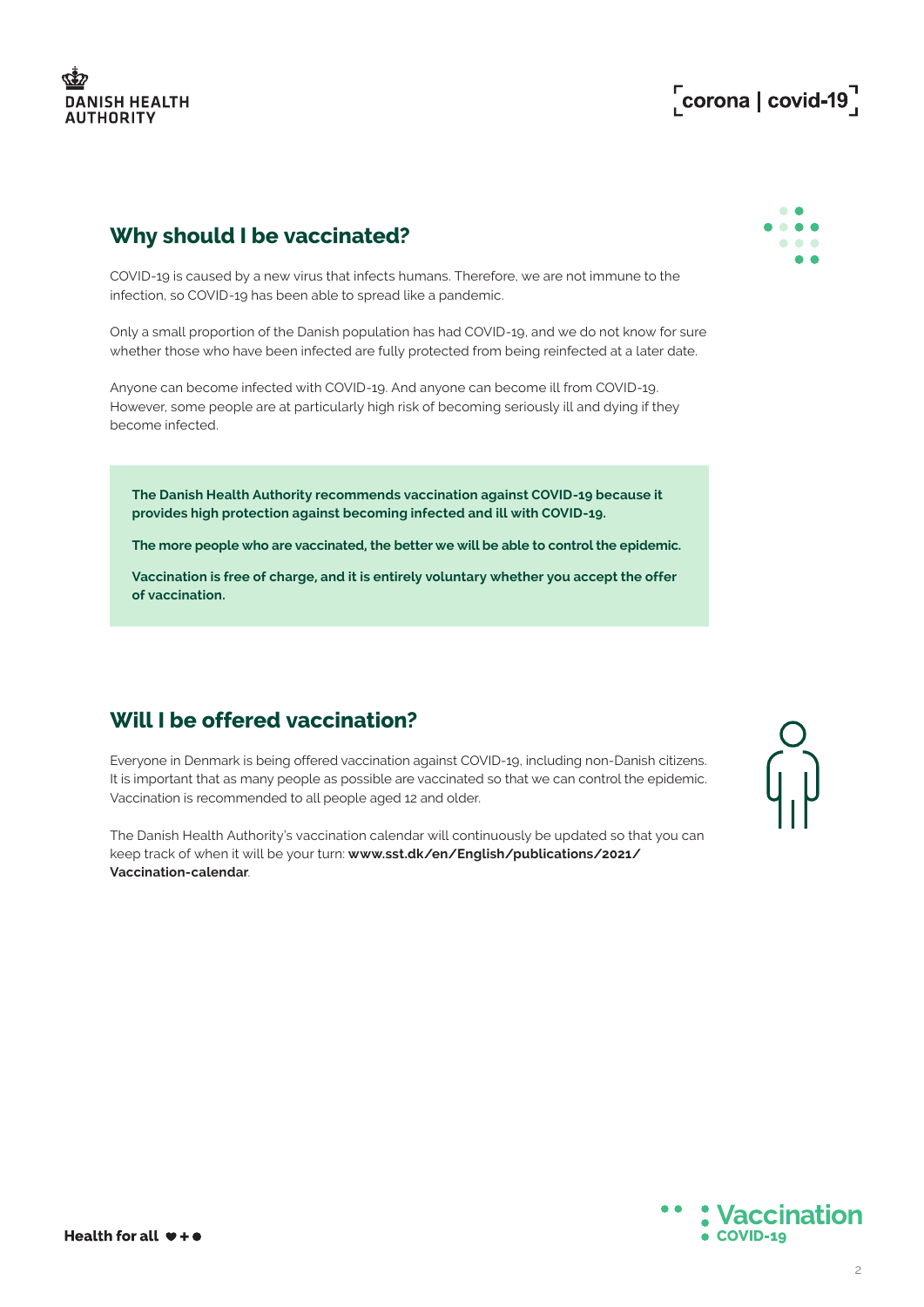## Why should I be vaccinated?

COVID-19 is caused by a new virus that infects humans. Therefore, we are not immune to the infection, so COVID-19 has been able to spread like a pandemic.

Only a small proportion of the Danish population has had COVID-19, and we do not know for sure whether those who have been infected are fully protected from being reinfected at a later date.

Anyone can become infected with COVID-19. And anyone can become ill from COVID-19. However, some people are at particularly high risk of becoming seriously ill and dying if they become infected.

**The Danish Health Authority recommends vaccination against COVID-19 because it provides high protection against becoming infected and ill with COVID-19.**

**The more people who are vaccinated, the better we will be able to control the epidemic.**

**Vaccination is free of charge, and it is entirely voluntary whether you accept the offer of vaccination.**

## Will I be offered vaccination?

Everyone in Denmark is being offered vaccination against COVID-19, including non-Danish citizens. It is important that as many people as possible are vaccinated so that we can control the epidemic. Vaccination is recommended to all people aged 12 and older.

The Danish Health Authority's vaccination calendar will continuously be updated so that you can keep track of when it will be your turn: **www.sst.dk/en/English/publications/2021/Vaccination-calendar**.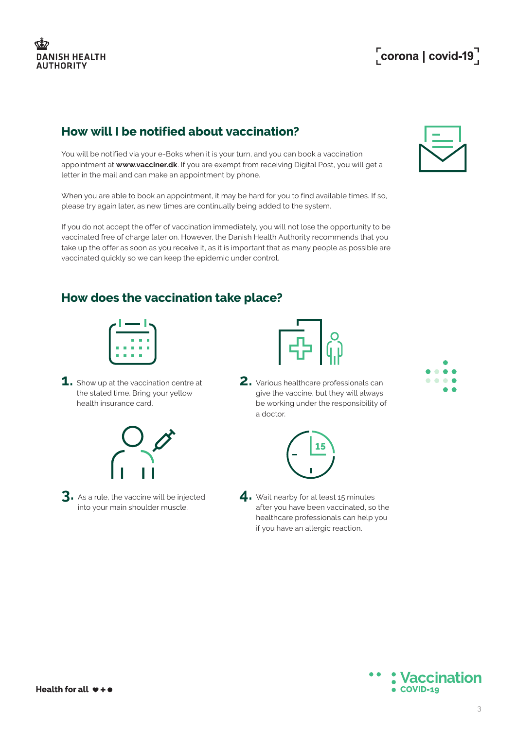## How will I be notified about vaccination?

You will be notified via your e-Boks when it is your turn, and you can book a vaccination appointment at **www.vacciner.dk**. If you are exempt from receiving Digital Post, you will get a letter in the mail and can make an appointment by phone.

When you are able to book an appointment, it may be hard for you to find available times. If so, please try again later, as new times are continually being added to the system.

If you do not accept the offer of vaccination immediately, you will not lose the opportunity to be vaccinated free of charge later on. However, the Danish Health Authority recommends that you take up the offer as soon as you receive it, as it is important that as many people as possible are vaccinated quickly so we can keep the epidemic under control.

## How does the vaccination take place?

1. Show up at the vaccination centre at the stated time. Bring your yellow health insurance card.
2. Various healthcare professionals can give the vaccine, but they will always be working under the responsibility of a doctor.
3. As a rule, the vaccine will be injected into your main shoulder muscle.
4. Wait nearby for at least 15 minutes after you have been vaccinated, so the healthcare professionals can help you if you have an allergic reaction.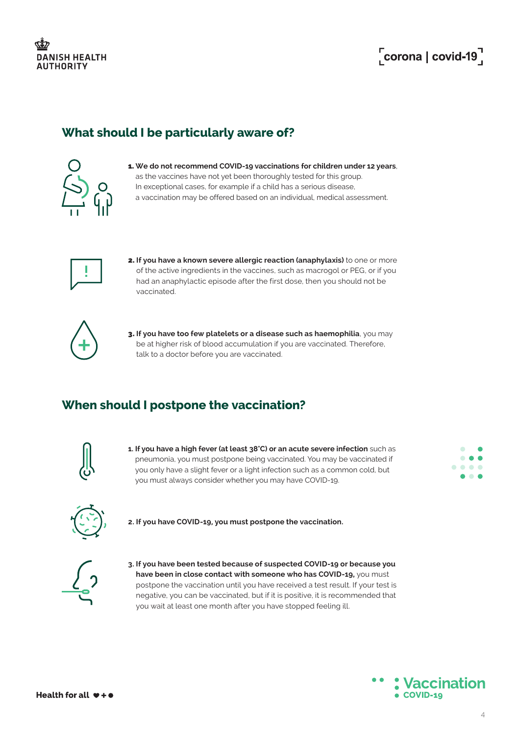## What should I be particularly aware of?

1. **We do not recommend COVID-19 vaccinations for children under 12 years**, as the vaccines have not yet been thoroughly tested for this group. In exceptional cases, for example if a child has a serious disease, a vaccination may be offered based on an individual, medical assessment.

2. **If you have a known severe allergic reaction (anaphylaxis)** to one or more of the active ingredients in the vaccines, such as macrogol or PEG, or if you had an anaphylactic episode after the first dose, then you should not be vaccinated.

3. **If you have too few platelets or a disease such as haemophilia**, you may be at higher risk of blood accumulation if you are vaccinated. Therefore, talk to a doctor before you are vaccinated.

## When should I postpone the vaccination?

1. **If you have a high fever (at least 38°C) or an acute severe infection** such as pneumonia, you must postpone being vaccinated. You may be vaccinated if you only have a slight fever or a light infection such as a common cold, but you must always consider whether you may have COVID-19.

2. **If you have COVID-19, you must postpone the vaccination.**

3. **If you have been tested because of suspected COVID-19 or because you have been in close contact with someone who has COVID-19,** you must postpone the vaccination until you have received a test result. If your test is negative, you can be vaccinated, but if it is positive, it is recommended that you wait at least one month after you have stopped feeling ill.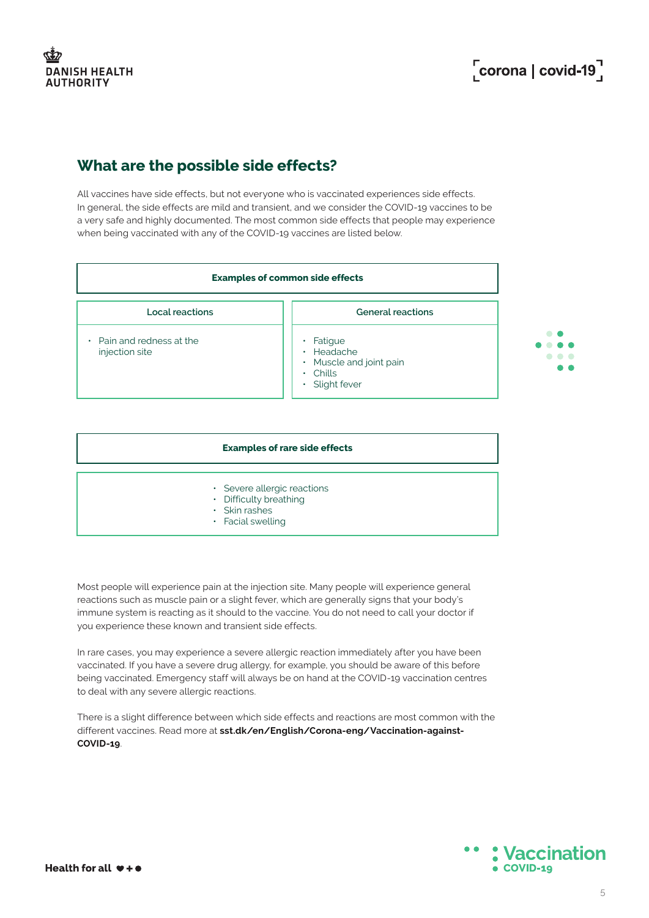## What are the possible side effects?

All vaccines have side effects, but not everyone who is vaccinated experiences side effects. In general, the side effects are mild and transient, and we consider the COVID-19 vaccines to be a very safe and highly documented. The most common side effects that people may experience when being vaccinated with any of the COVID-19 vaccines are listed below.

| Examples of common side effects | |
|---|---|
| **Local reactions** | **General reactions** |
| • Pain and redness at the injection site | • Fatigue<br>• Headache<br>• Muscle and joint pain<br>• Chills<br>• Slight fever |

| Examples of rare side effects |
|---|
| • Severe allergic reactions<br>• Difficulty breathing<br>• Skin rashes<br>• Facial swelling |

Most people will experience pain at the injection site. Many people will experience general reactions such as muscle pain or a slight fever, which are generally signs that your body's immune system is reacting as it should to the vaccine. You do not need to call your doctor if you experience these known and transient side effects.

In rare cases, you may experience a severe allergic reaction immediately after you have been vaccinated. If you have a severe drug allergy, for example, you should be aware of this before being vaccinated. Emergency staff will always be on hand at the COVID-19 vaccination centres to deal with any severe allergic reactions.

There is a slight difference between which side effects and reactions are most common with the different vaccines. Read more at **sst.dk/en/English/Corona-eng/Vaccination-against-COVID-19**.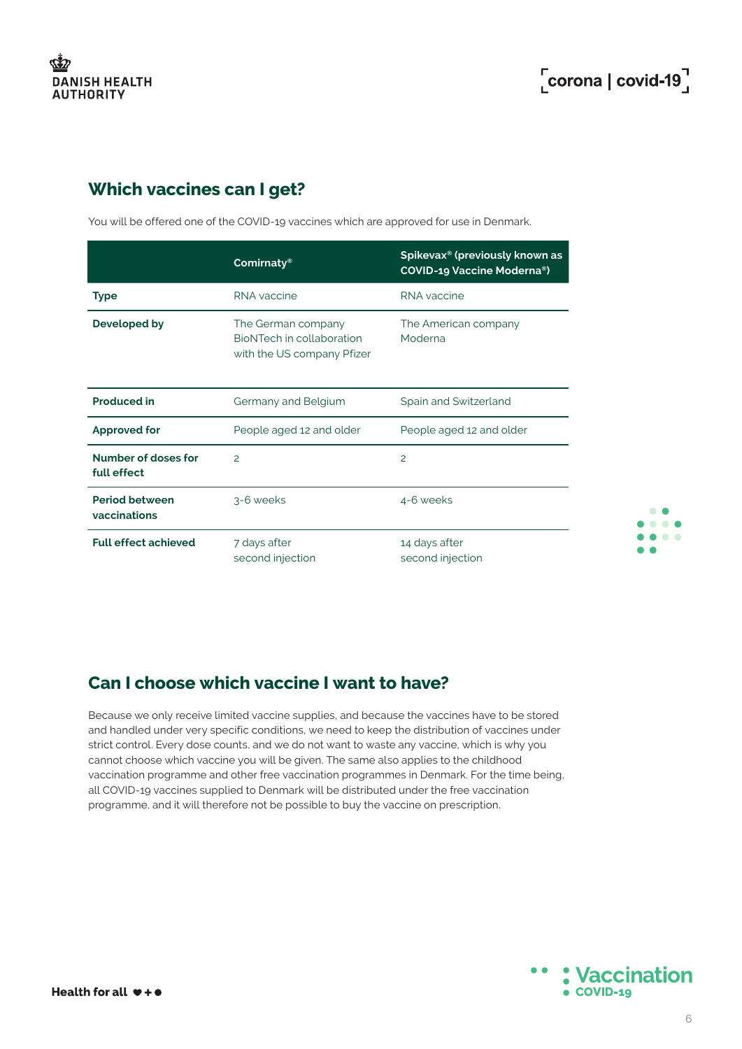## Which vaccines can I get?

You will be offered one of the COVID-19 vaccines which are approved for use in Denmark.

| | Comirnaty® | Spikevax® (previously known as COVID-19 Vaccine Moderna®) |
|---|---|---|
| **Type** | RNA vaccine | RNA vaccine |
| **Developed by** | The German company BioNTech in collaboration with the US company Pfizer | The American company Moderna |
| **Produced in** | Germany and Belgium | Spain and Switzerland |
| **Approved for** | People aged 12 and older | People aged 12 and older |
| **Number of doses for full effect** | 2 | 2 |
| **Period between vaccinations** | 3-6 weeks | 4-6 weeks |
| **Full effect achieved** | 7 days after second injection | 14 days after second injection |

## Can I choose which vaccine I want to have?

Because we only receive limited vaccine supplies, and because the vaccines have to be stored and handled under very specific conditions, we need to keep the distribution of vaccines under strict control. Every dose counts, and we do not want to waste any vaccine, which is why you cannot choose which vaccine you will be given. The same also applies to the childhood vaccination programme and other free vaccination programmes in Denmark. For the time being, all COVID-19 vaccines supplied to Denmark will be distributed under the free vaccination programme, and it will therefore not be possible to buy the vaccine on prescription.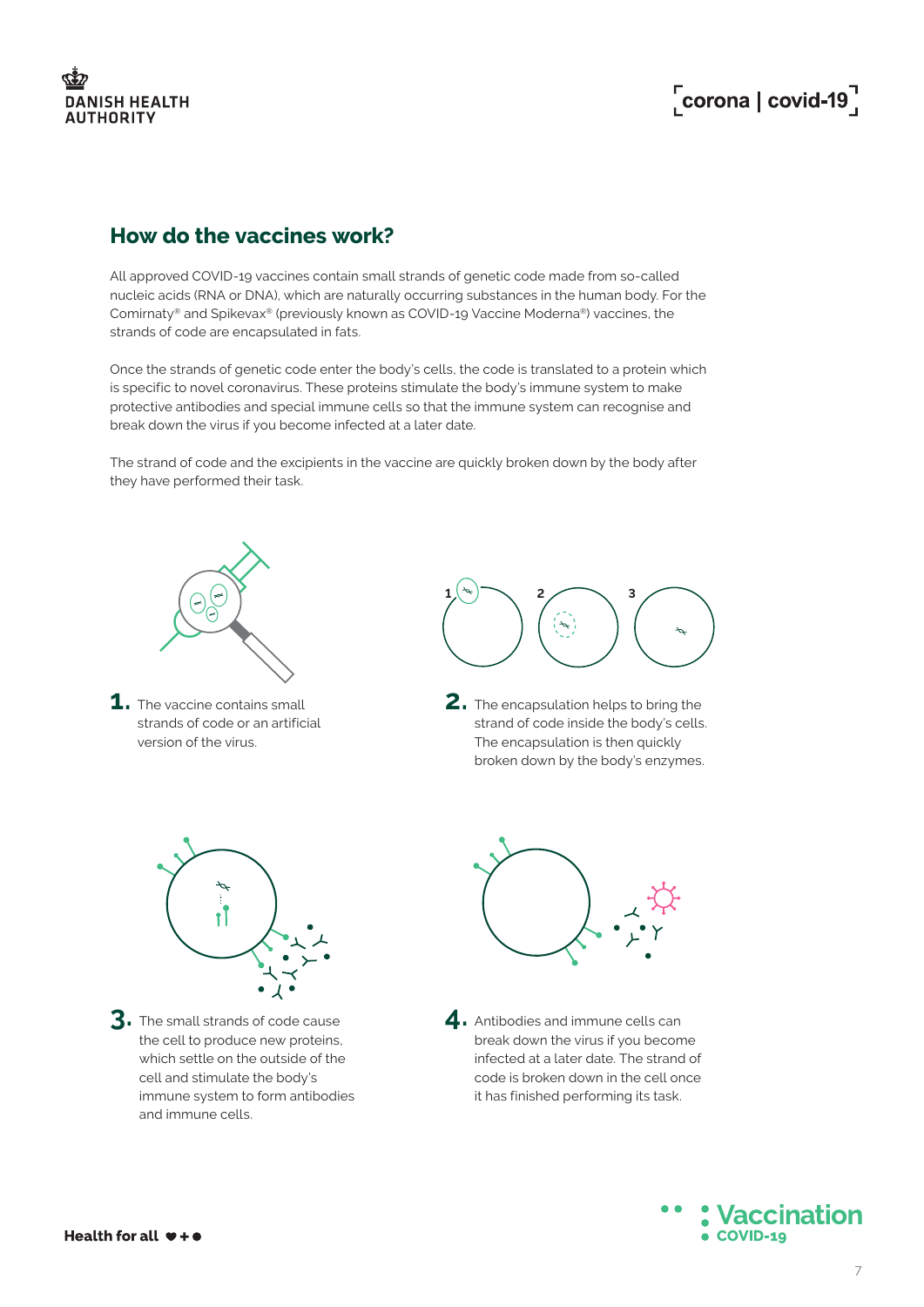## How do the vaccines work?

All approved COVID-19 vaccines contain small strands of genetic code made from so-called nucleic acids (RNA or DNA), which are naturally occurring substances in the human body. For the Comirnaty® and Spikevax® (previously known as COVID-19 Vaccine Moderna®) vaccines, the strands of code are encapsulated in fats.

Once the strands of genetic code enter the body's cells, the code is translated to a protein which is specific to novel coronavirus. These proteins stimulate the body's immune system to make protective antibodies and special immune cells so that the immune system can recognise and break down the virus if you become infected at a later date.

The strand of code and the excipients in the vaccine are quickly broken down by the body after they have performed their task.

**1.** The vaccine contains small strands of code or an artificial version of the virus.

**2.** The encapsulation helps to bring the strand of code inside the body's cells. The encapsulation is then quickly broken down by the body's enzymes.

**3.** The small strands of code cause the cell to produce new proteins, which settle on the outside of the cell and stimulate the body's immune system to form antibodies and immune cells.

**4.** Antibodies and immune cells can break down the virus if you become infected at a later date. The strand of code is broken down in the cell once it has finished performing its task.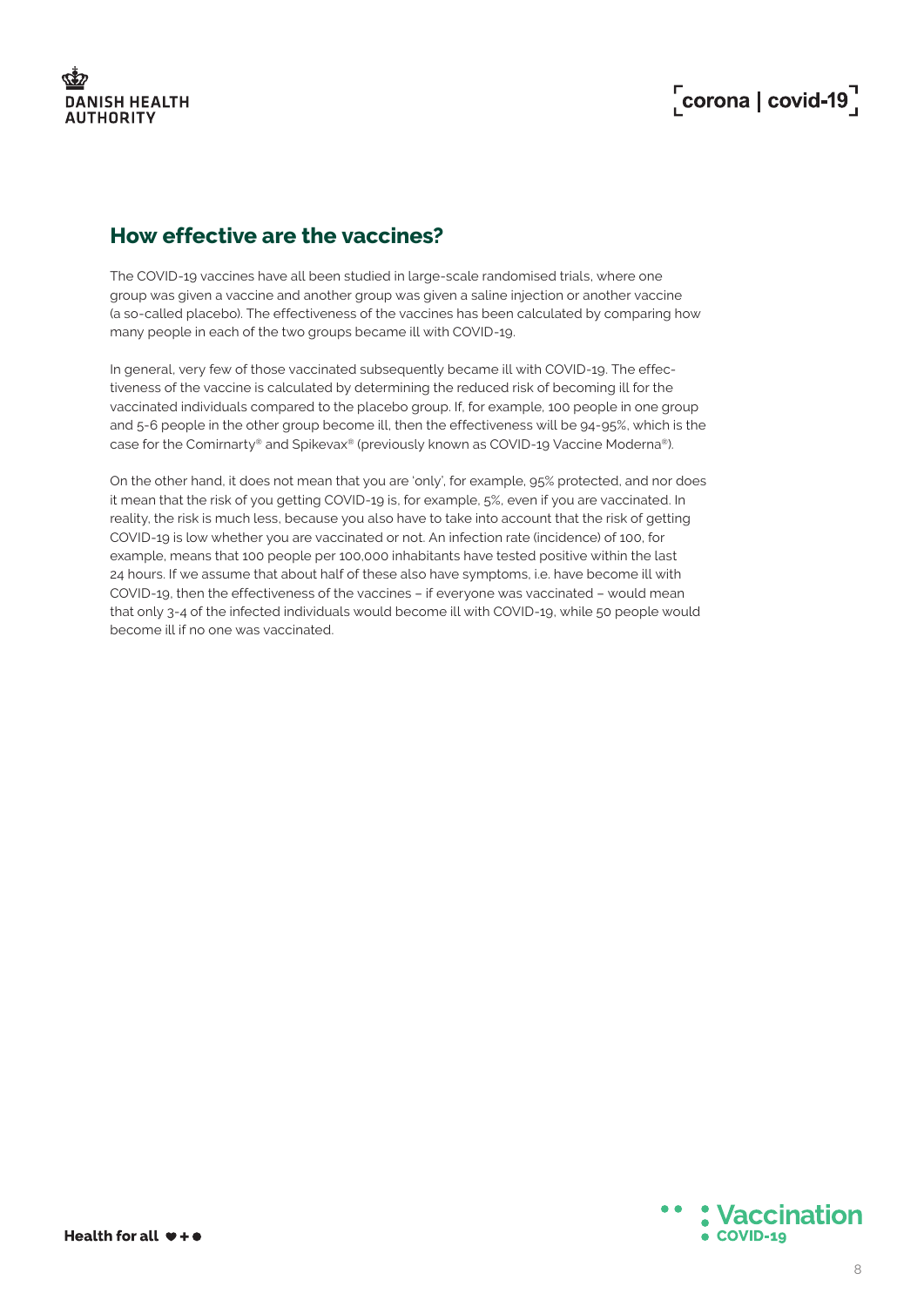## How effective are the vaccines?

The COVID-19 vaccines have all been studied in large-scale randomised trials, where one group was given a vaccine and another group was given a saline injection or another vaccine (a so-called placebo). The effectiveness of the vaccines has been calculated by comparing how many people in each of the two groups became ill with COVID-19.

In general, very few of those vaccinated subsequently became ill with COVID-19. The effectiveness of the vaccine is calculated by determining the reduced risk of becoming ill for the vaccinated individuals compared to the placebo group. If, for example, 100 people in one group and 5-6 people in the other group become ill, then the effectiveness will be 94-95%, which is the case for the Comirnarty® and Spikevax® (previously known as COVID-19 Vaccine Moderna®).

On the other hand, it does not mean that you are 'only', for example, 95% protected, and nor does it mean that the risk of you getting COVID-19 is, for example, 5%, even if you are vaccinated. In reality, the risk is much less, because you also have to take into account that the risk of getting COVID-19 is low whether you are vaccinated or not. An infection rate (incidence) of 100, for example, means that 100 people per 100,000 inhabitants have tested positive within the last 24 hours. If we assume that about half of these also have symptoms, i.e. have become ill with COVID-19, then the effectiveness of the vaccines – if everyone was vaccinated – would mean that only 3-4 of the infected individuals would become ill with COVID-19, while 50 people would become ill if no one was vaccinated.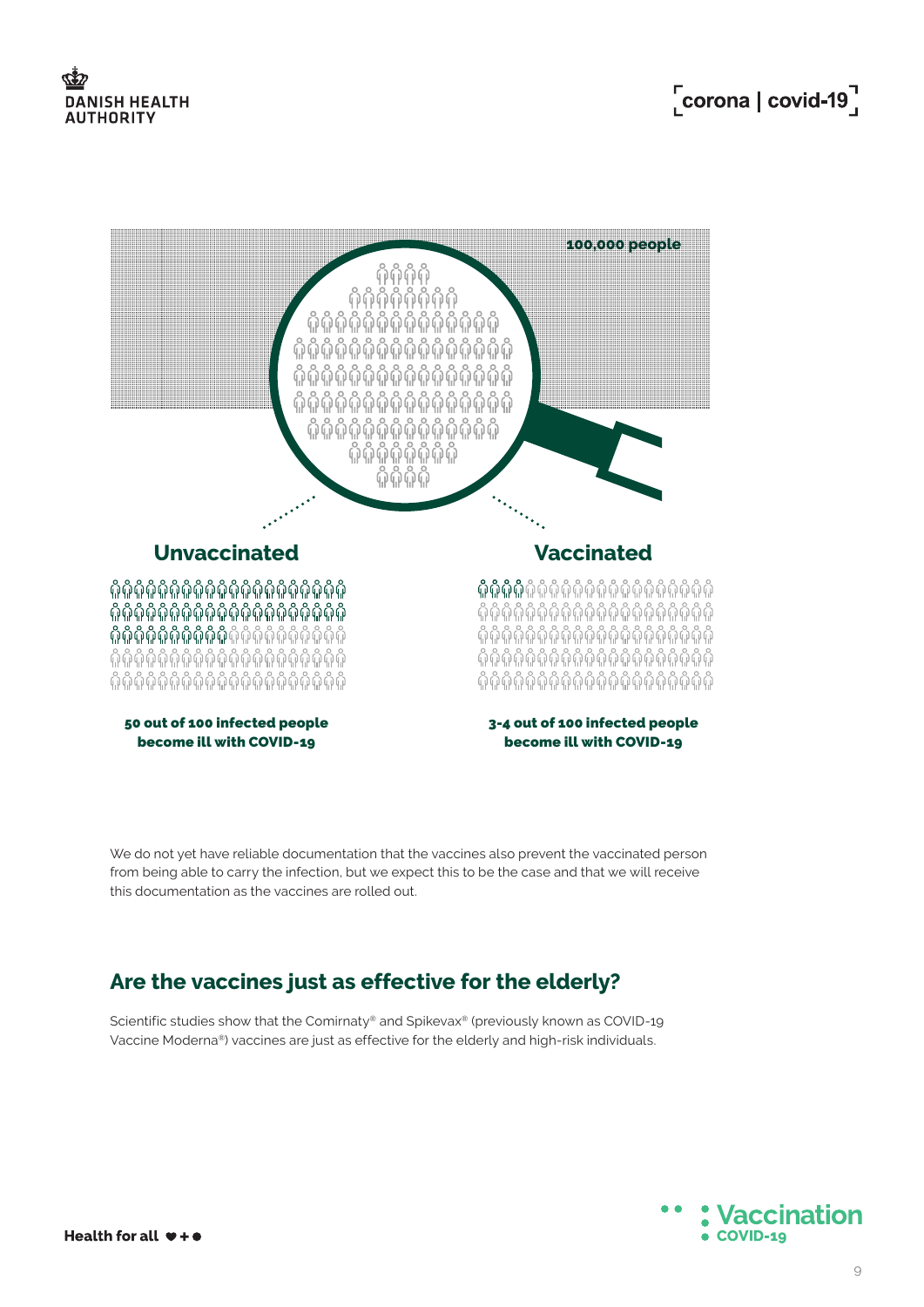100,000 people

**Unvaccinated**

**50 out of 100 infected people become ill with COVID-19**

**Vaccinated**

**3-4 out of 100 infected people become ill with COVID-19**

We do not yet have reliable documentation that the vaccines also prevent the vaccinated person from being able to carry the infection, but we expect this to be the case and that we will receive this documentation as the vaccines are rolled out.

## Are the vaccines just as effective for the elderly?

Scientific studies show that the Comirnaty® and Spikevax® (previously known as COVID-19 Vaccine Moderna®) vaccines are just as effective for the elderly and high-risk individuals.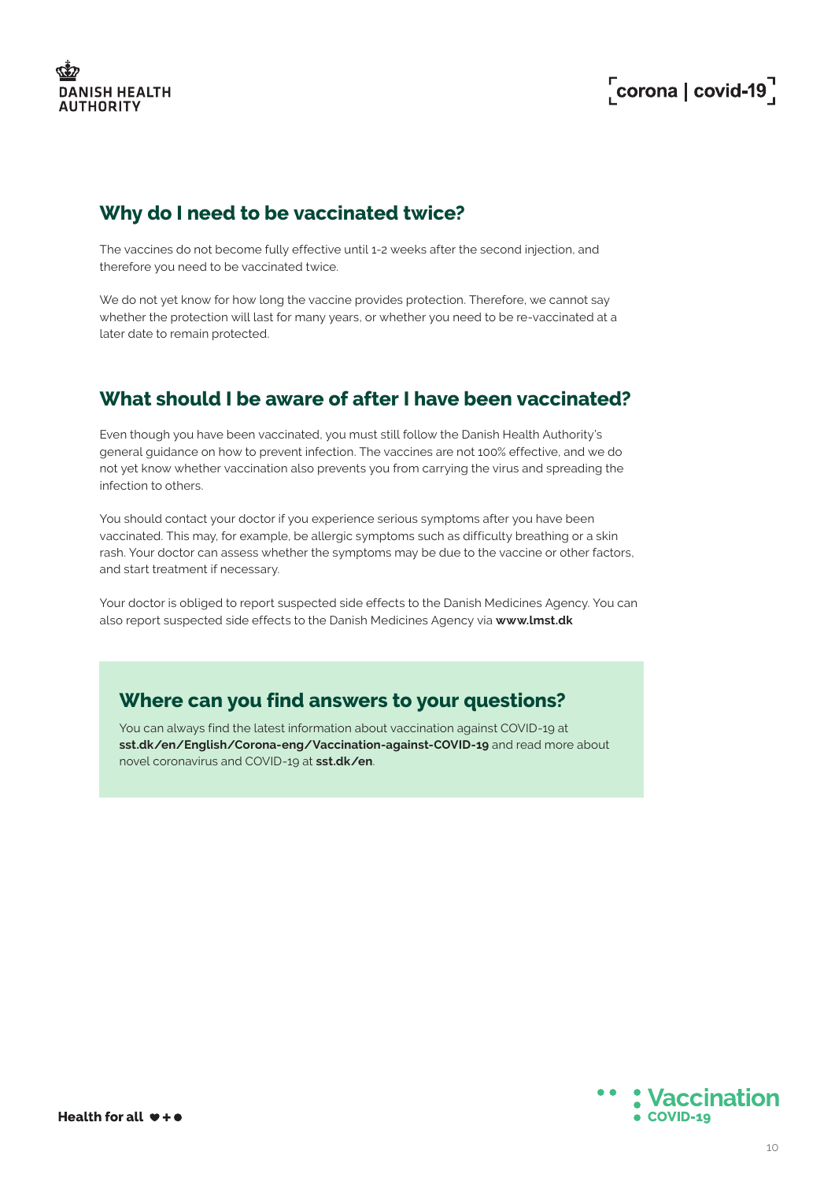## Why do I need to be vaccinated twice?

The vaccines do not become fully effective until 1-2 weeks after the second injection, and therefore you need to be vaccinated twice.

We do not yet know for how long the vaccine provides protection. Therefore, we cannot say whether the protection will last for many years, or whether you need to be re-vaccinated at a later date to remain protected.

## What should I be aware of after I have been vaccinated?

Even though you have been vaccinated, you must still follow the Danish Health Authority's general guidance on how to prevent infection. The vaccines are not 100% effective, and we do not yet know whether vaccination also prevents you from carrying the virus and spreading the infection to others.

You should contact your doctor if you experience serious symptoms after you have been vaccinated. This may, for example, be allergic symptoms such as difficulty breathing or a skin rash. Your doctor can assess whether the symptoms may be due to the vaccine or other factors, and start treatment if necessary.

Your doctor is obliged to report suspected side effects to the Danish Medicines Agency. You can also report suspected side effects to the Danish Medicines Agency via **www.lmst.dk**

## Where can you find answers to your questions?

You can always find the latest information about vaccination against COVID-19 at **sst.dk/en/English/Corona-eng/Vaccination-against-COVID-19** and read more about novel coronavirus and COVID-19 at **sst.dk/en**.